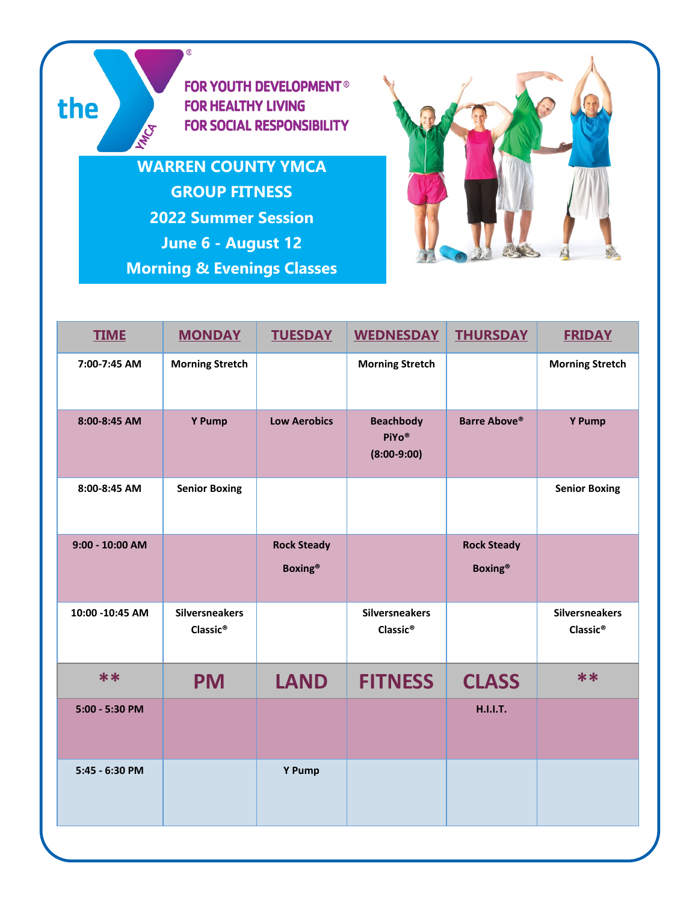the YMCA®

FOR YOUTH DEVELOPMENT®
FOR HEALTHY LIVING
FOR SOCIAL RESPONSIBILITY

**WARREN COUNTY YMCA**
**GROUP FITNESS**
**2022 Summer Session**
**June 6 - August 12**
**Morning & Evenings Classes**

| TIME | MONDAY | TUESDAY | WEDNESDAY | THURSDAY | FRIDAY |
|---|---|---|---|---|---|
| 7:00-7:45 AM | Morning Stretch | | Morning Stretch | | Morning Stretch |
| 8:00-8:45 AM | Y Pump | Low Aerobics | Beachbody PiYo® (8:00-9:00) | Barre Above® | Y Pump |
| 8:00-8:45 AM | Senior Boxing | | | | Senior Boxing |
| 9:00 - 10:00 AM | | Rock Steady Boxing® | | Rock Steady Boxing® | |
| 10:00 -10:45 AM | Silversneakers Classic® | | Silversneakers Classic® | | Silversneakers Classic® |
| ** | PM | LAND | FITNESS | CLASS | ** |
| 5:00 - 5:30 PM | | | | H.I.I.T. | |
| 5:45 - 6:30 PM | | Y Pump | | | |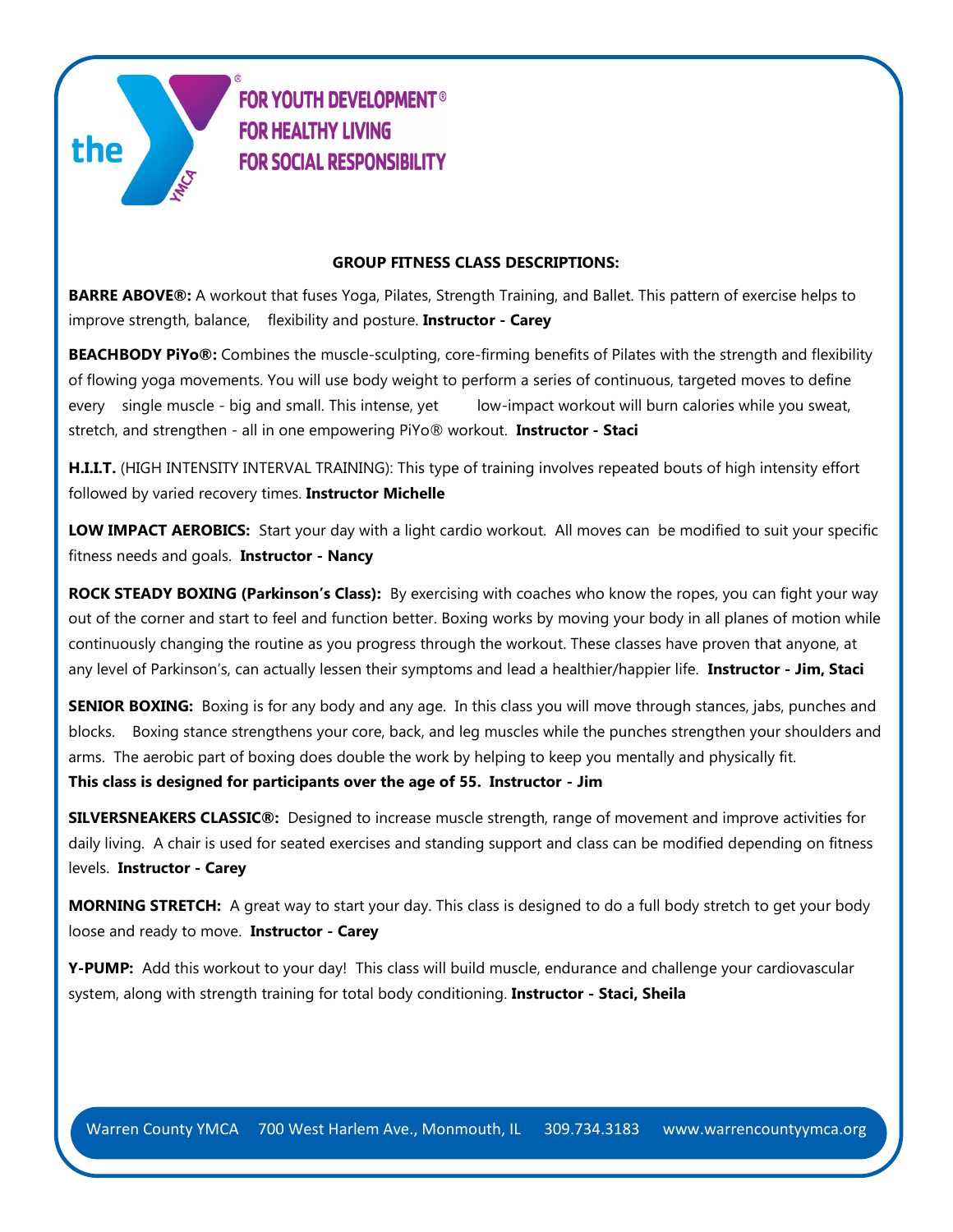FOR YOUTH DEVELOPMENT®
FOR HEALTHY LIVING
FOR SOCIAL RESPONSIBILITY

## GROUP FITNESS CLASS DESCRIPTIONS:

**BARRE ABOVE®:** A workout that fuses Yoga, Pilates, Strength Training, and Ballet. This pattern of exercise helps to improve strength, balance, flexibility and posture. **Instructor - Carey**

**BEACHBODY PiYo®:** Combines the muscle-sculpting, core-firming benefits of Pilates with the strength and flexibility of flowing yoga movements. You will use body weight to perform a series of continuous, targeted moves to define every single muscle - big and small. This intense, yet low-impact workout will burn calories while you sweat, stretch, and strengthen - all in one empowering PiYo® workout. **Instructor - Staci**

**H.I.I.T.** (HIGH INTENSITY INTERVAL TRAINING): This type of training involves repeated bouts of high intensity effort followed by varied recovery times. **Instructor Michelle**

**LOW IMPACT AEROBICS:** Start your day with a light cardio workout. All moves can be modified to suit your specific fitness needs and goals. **Instructor - Nancy**

**ROCK STEADY BOXING (Parkinson's Class):** By exercising with coaches who know the ropes, you can fight your way out of the corner and start to feel and function better. Boxing works by moving your body in all planes of motion while continuously changing the routine as you progress through the workout. These classes have proven that anyone, at any level of Parkinson's, can actually lessen their symptoms and lead a healthier/happier life. **Instructor - Jim, Staci**

**SENIOR BOXING:** Boxing is for any body and any age. In this class you will move through stances, jabs, punches and blocks. Boxing stance strengthens your core, back, and leg muscles while the punches strengthen your shoulders and arms. The aerobic part of boxing does double the work by helping to keep you mentally and physically fit.
**This class is designed for participants over the age of 55. Instructor - Jim**

**SILVERSNEAKERS CLASSIC®:** Designed to increase muscle strength, range of movement and improve activities for daily living. A chair is used for seated exercises and standing support and class can be modified depending on fitness levels. **Instructor - Carey**

**MORNING STRETCH:** A great way to start your day. This class is designed to do a full body stretch to get your body loose and ready to move. **Instructor - Carey**

**Y-PUMP:** Add this workout to your day! This class will build muscle, endurance and challenge your cardiovascular system, along with strength training for total body conditioning. **Instructor - Staci, Sheila**

Warren County YMCA 700 West Harlem Ave., Monmouth, IL 309.734.3183 www.warrencountyymca.org